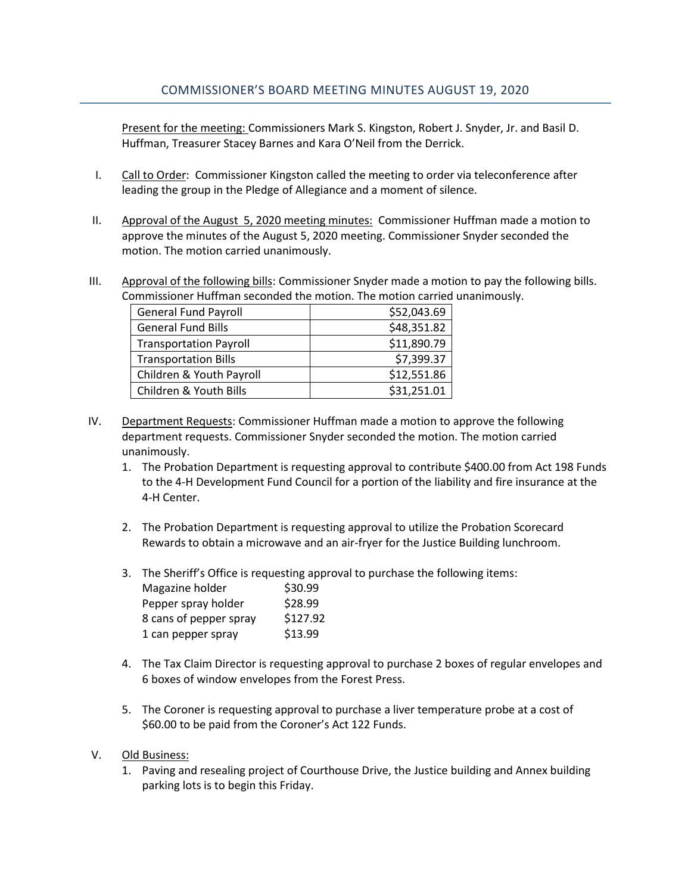# COMMISSIONER'S BOARD MEETING MINUTES AUGUST 19, 2020

Present for the meeting: Commissioners Mark S. Kingston, Robert J. Snyder, Jr. and Basil D. Huffman, Treasurer Stacey Barnes and Kara O'Neil from the Derrick.

I. Call to Order: Commissioner Kingston called the meeting to order via teleconference after leading the group in the Pledge of Allegiance and a moment of silence.

II. Approval of the August 5, 2020 meeting minutes: Commissioner Huffman made a motion to approve the minutes of the August 5, 2020 meeting. Commissioner Snyder seconded the motion. The motion carried unanimously.

III. Approval of the following bills: Commissioner Snyder made a motion to pay the following bills. Commissioner Huffman seconded the motion. The motion carried unanimously.

| | |
|---|---:|
| General Fund Payroll | $52,043.69 |
| General Fund Bills | $48,351.82 |
| Transportation Payroll | $11,890.79 |
| Transportation Bills | $7,399.37 |
| Children & Youth Payroll | $12,551.86 |
| Children & Youth Bills | $31,251.01 |

IV. Department Requests: Commissioner Huffman made a motion to approve the following department requests. Commissioner Snyder seconded the motion. The motion carried unanimously.

1. The Probation Department is requesting approval to contribute $400.00 from Act 198 Funds to the 4-H Development Fund Council for a portion of the liability and fire insurance at the 4-H Center.

2. The Probation Department is requesting approval to utilize the Probation Scorecard Rewards to obtain a microwave and an air-fryer for the Justice Building lunchroom.

3. The Sheriff's Office is requesting approval to purchase the following items:

   | | |
   |---|---|
   | Magazine holder | $30.99 |
   | Pepper spray holder | $28.99 |
   | 8 cans of pepper spray | $127.92 |
   | 1 can pepper spray | $13.99 |

4. The Tax Claim Director is requesting approval to purchase 2 boxes of regular envelopes and 6 boxes of window envelopes from the Forest Press.

5. The Coroner is requesting approval to purchase a liver temperature probe at a cost of $60.00 to be paid from the Coroner's Act 122 Funds.

V. Old Business:

1. Paving and resealing project of Courthouse Drive, the Justice building and Annex building parking lots is to begin this Friday.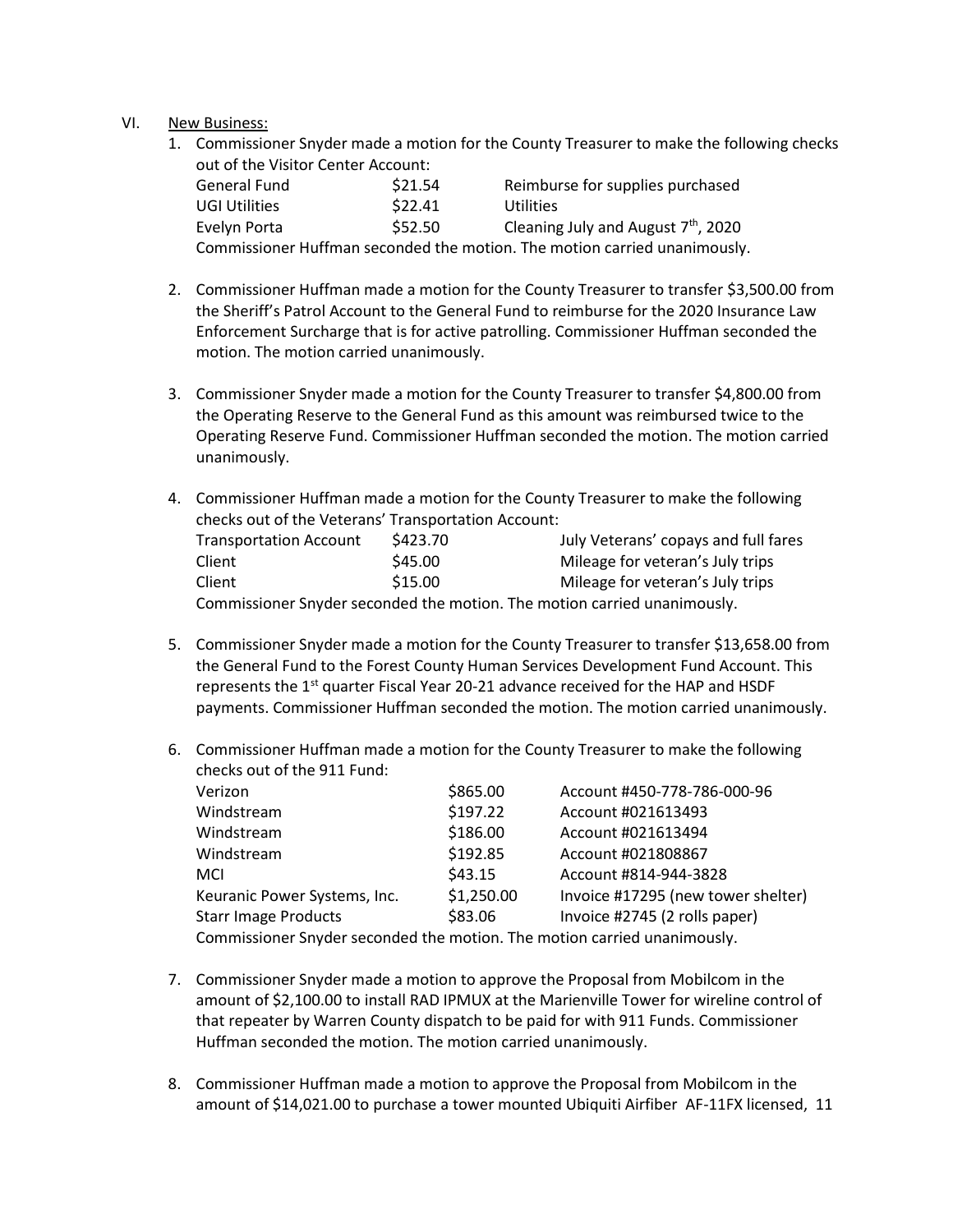VI. New Business:

1. Commissioner Snyder made a motion for the County Treasurer to make the following checks out of the Visitor Center Account:

| | | |
|---|---|---|
| General Fund | $21.54 | Reimburse for supplies purchased |
| UGI Utilities | $22.41 | Utilities |
| Evelyn Porta | $52.50 | Cleaning July and August 7th, 2020 |

   Commissioner Huffman seconded the motion. The motion carried unanimously.

2. Commissioner Huffman made a motion for the County Treasurer to transfer $3,500.00 from the Sheriff's Patrol Account to the General Fund to reimburse for the 2020 Insurance Law Enforcement Surcharge that is for active patrolling. Commissioner Huffman seconded the motion. The motion carried unanimously.

3. Commissioner Snyder made a motion for the County Treasurer to transfer $4,800.00 from the Operating Reserve to the General Fund as this amount was reimbursed twice to the Operating Reserve Fund. Commissioner Huffman seconded the motion. The motion carried unanimously.

4. Commissioner Huffman made a motion for the County Treasurer to make the following checks out of the Veterans' Transportation Account:

| | | |
|---|---|---|
| Transportation Account | $423.70 | July Veterans' copays and full fares |
| Client | $45.00 | Mileage for veteran's July trips |
| Client | $15.00 | Mileage for veteran's July trips |

   Commissioner Snyder seconded the motion. The motion carried unanimously.

5. Commissioner Snyder made a motion for the County Treasurer to transfer $13,658.00 from the General Fund to the Forest County Human Services Development Fund Account. This represents the 1st quarter Fiscal Year 20-21 advance received for the HAP and HSDF payments. Commissioner Huffman seconded the motion. The motion carried unanimously.

6. Commissioner Huffman made a motion for the County Treasurer to make the following checks out of the 911 Fund:

| | | |
|---|---|---|
| Verizon | $865.00 | Account #450-778-786-000-96 |
| Windstream | $197.22 | Account #021613493 |
| Windstream | $186.00 | Account #021613494 |
| Windstream | $192.85 | Account #021808867 |
| MCI | $43.15 | Account #814-944-3828 |
| Keuranic Power Systems, Inc. | $1,250.00 | Invoice #17295 (new tower shelter) |
| Starr Image Products | $83.06 | Invoice #2745 (2 rolls paper) |

   Commissioner Snyder seconded the motion. The motion carried unanimously.

7. Commissioner Snyder made a motion to approve the Proposal from Mobilcom in the amount of $2,100.00 to install RAD IPMUX at the Marienville Tower for wireline control of that repeater by Warren County dispatch to be paid for with 911 Funds. Commissioner Huffman seconded the motion. The motion carried unanimously.

8. Commissioner Huffman made a motion to approve the Proposal from Mobilcom in the amount of $14,021.00 to purchase a tower mounted Ubiquiti Airfiber AF-11FX licensed, 11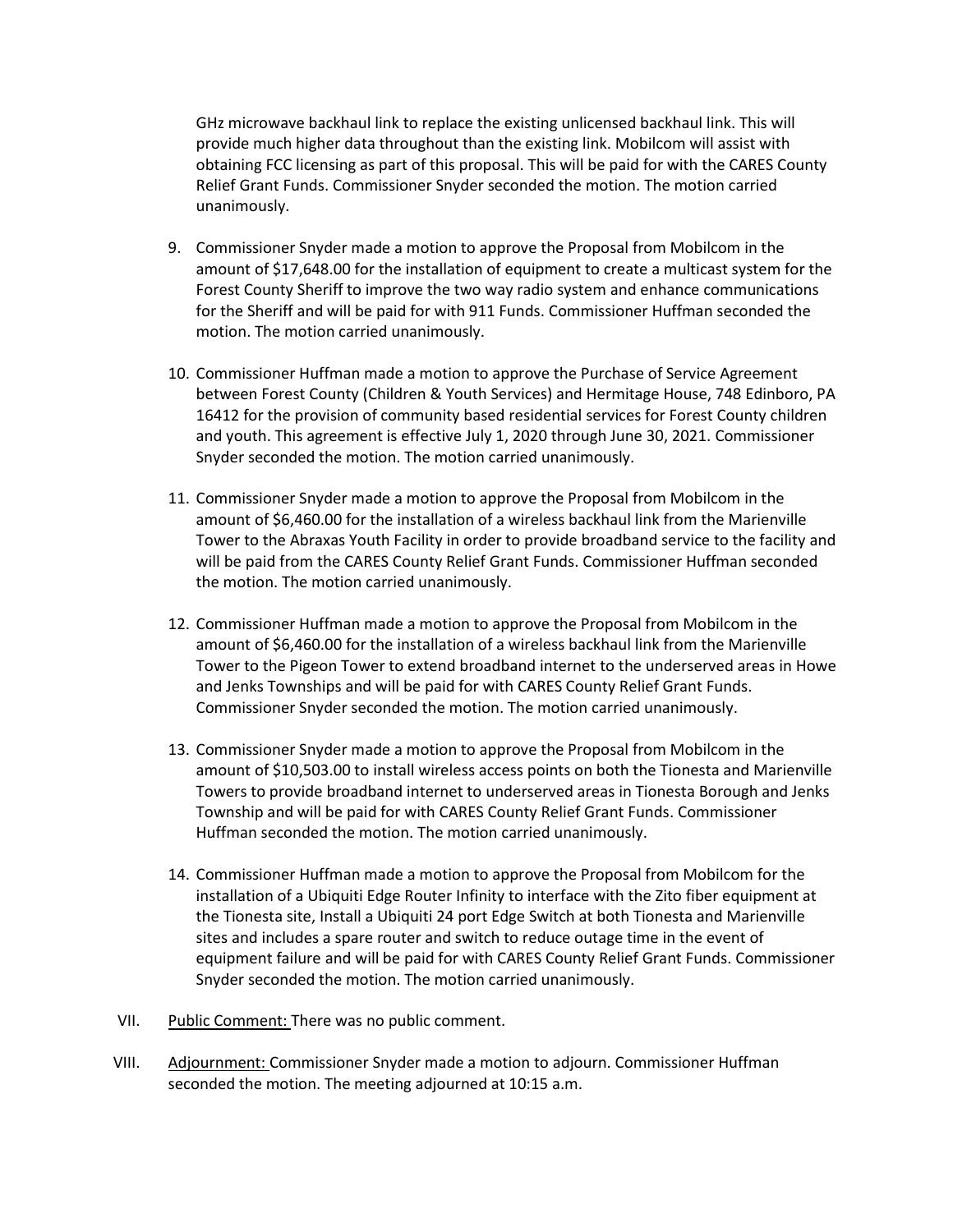GHz microwave backhaul link to replace the existing unlicensed backhaul link. This will provide much higher data throughout than the existing link. Mobilcom will assist with obtaining FCC licensing as part of this proposal. This will be paid for with the CARES County Relief Grant Funds. Commissioner Snyder seconded the motion. The motion carried unanimously.

9. Commissioner Snyder made a motion to approve the Proposal from Mobilcom in the amount of $17,648.00 for the installation of equipment to create a multicast system for the Forest County Sheriff to improve the two way radio system and enhance communications for the Sheriff and will be paid for with 911 Funds. Commissioner Huffman seconded the motion. The motion carried unanimously.

10. Commissioner Huffman made a motion to approve the Purchase of Service Agreement between Forest County (Children & Youth Services) and Hermitage House, 748 Edinboro, PA 16412 for the provision of community based residential services for Forest County children and youth. This agreement is effective July 1, 2020 through June 30, 2021. Commissioner Snyder seconded the motion. The motion carried unanimously.

11. Commissioner Snyder made a motion to approve the Proposal from Mobilcom in the amount of $6,460.00 for the installation of a wireless backhaul link from the Marienville Tower to the Abraxas Youth Facility in order to provide broadband service to the facility and will be paid from the CARES County Relief Grant Funds. Commissioner Huffman seconded the motion. The motion carried unanimously.

12. Commissioner Huffman made a motion to approve the Proposal from Mobilcom in the amount of $6,460.00 for the installation of a wireless backhaul link from the Marienville Tower to the Pigeon Tower to extend broadband internet to the underserved areas in Howe and Jenks Townships and will be paid for with CARES County Relief Grant Funds. Commissioner Snyder seconded the motion. The motion carried unanimously.

13. Commissioner Snyder made a motion to approve the Proposal from Mobilcom in the amount of $10,503.00 to install wireless access points on both the Tionesta and Marienville Towers to provide broadband internet to underserved areas in Tionesta Borough and Jenks Township and will be paid for with CARES County Relief Grant Funds. Commissioner Huffman seconded the motion. The motion carried unanimously.

14. Commissioner Huffman made a motion to approve the Proposal from Mobilcom for the installation of a Ubiquiti Edge Router Infinity to interface with the Zito fiber equipment at the Tionesta site, Install a Ubiquiti 24 port Edge Switch at both Tionesta and Marienville sites and includes a spare router and switch to reduce outage time in the event of equipment failure and will be paid for with CARES County Relief Grant Funds. Commissioner Snyder seconded the motion. The motion carried unanimously.

VII. Public Comment: There was no public comment.

VIII. Adjournment: Commissioner Snyder made a motion to adjourn. Commissioner Huffman seconded the motion. The meeting adjourned at 10:15 a.m.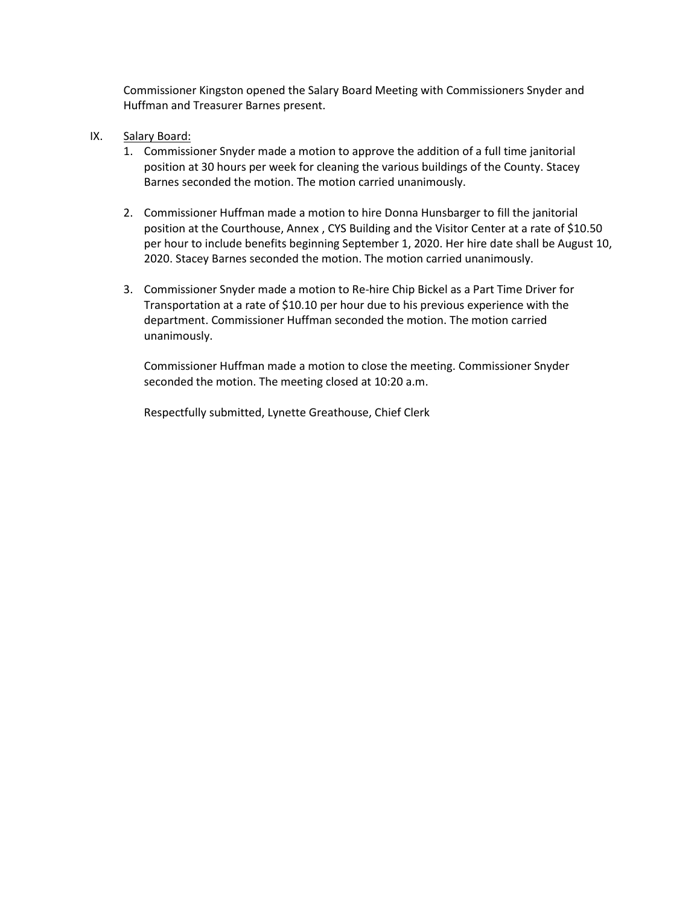Commissioner Kingston opened the Salary Board Meeting with Commissioners Snyder and Huffman and Treasurer Barnes present.

IX. Salary Board:

1. Commissioner Snyder made a motion to approve the addition of a full time janitorial position at 30 hours per week for cleaning the various buildings of the County. Stacey Barnes seconded the motion. The motion carried unanimously.

2. Commissioner Huffman made a motion to hire Donna Hunsbarger to fill the janitorial position at the Courthouse, Annex , CYS Building and the Visitor Center at a rate of $10.50 per hour to include benefits beginning September 1, 2020. Her hire date shall be August 10, 2020. Stacey Barnes seconded the motion. The motion carried unanimously.

3. Commissioner Snyder made a motion to Re-hire Chip Bickel as a Part Time Driver for Transportation at a rate of $10.10 per hour due to his previous experience with the department. Commissioner Huffman seconded the motion. The motion carried unanimously.

   Commissioner Huffman made a motion to close the meeting. Commissioner Snyder seconded the motion. The meeting closed at 10:20 a.m.

   Respectfully submitted, Lynette Greathouse, Chief Clerk